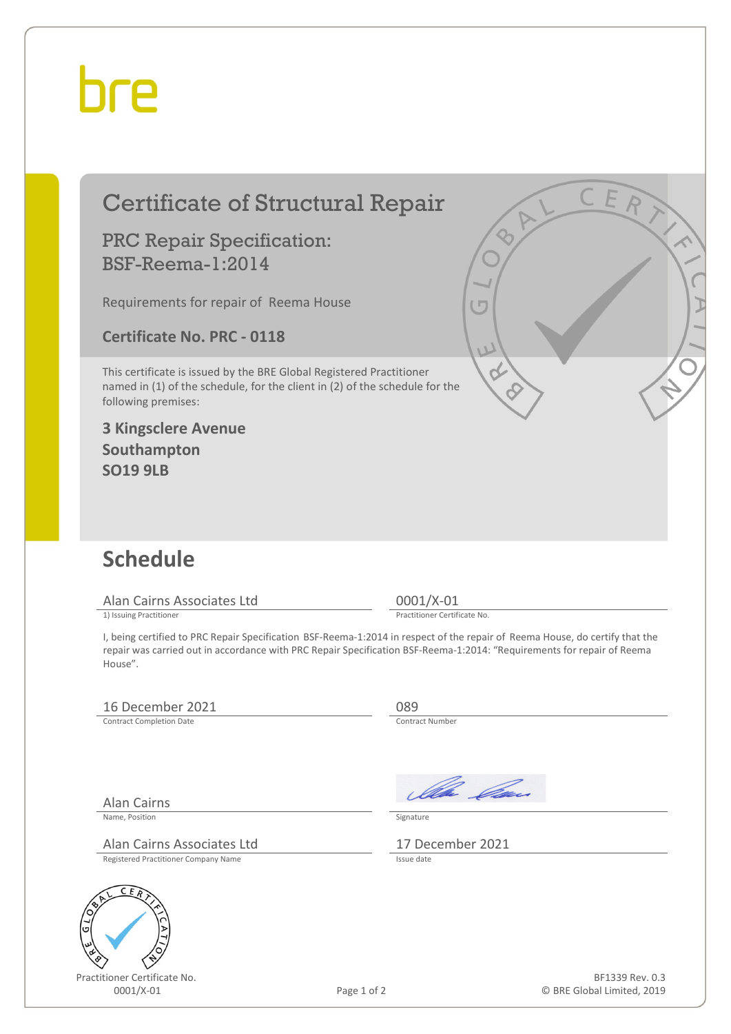bre

# Certificate of Structural Repair

## PRC Repair Specification: BSF-Reema-1:2014

Requirements for repair of Reema House

**Certificate No. PRC - 0118**

This certificate is issued by the BRE Global Registered Practitioner named in (1) of the schedule, for the client in (2) of the schedule for the following premises:

**3 Kingsclere Avenue**
**Southampton**
**SO19 9LB**

## Schedule

| | |
|---|---|
| Alan Cairns Associates Ltd | 0001/X-01 |
| 1) Issuing Practitioner | Practitioner Certificate No. |

I, being certified to PRC Repair Specification BSF-Reema-1:2014 in respect of the repair of Reema House, do certify that the repair was carried out in accordance with PRC Repair Specification BSF-Reema-1:2014: "Requirements for repair of Reema House".

| | |
|---|---|
| 16 December 2021 | 089 |
| Contract Completion Date | Contract Number |
| Alan Cairns | [Signature] |
| Name, Position | Signature |
| Alan Cairns Associates Ltd | 17 December 2021 |
| Registered Practitioner Company Name | Issue date |

Practitioner Certificate No.
0001/X-01

BF1339 Rev. 0.3
© BRE Global Limited, 2019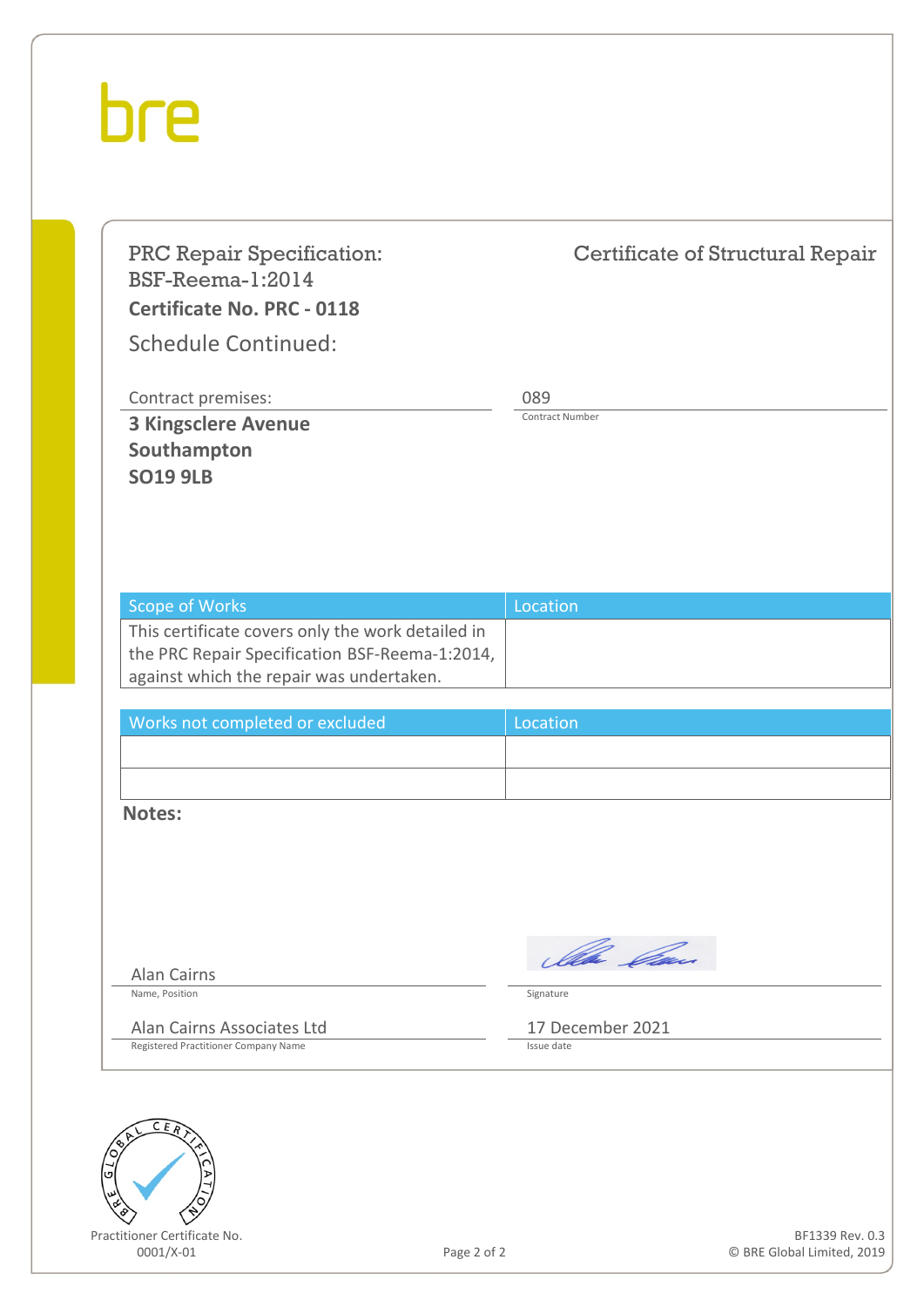bre

PRC Repair Specification: BSF-Reema-1:2014

**Certificate No. PRC - 0118**

Certificate of Structural Repair

## Schedule Continued:

Contract premises:

**3 Kingsclere Avenue**
**Southampton**
**SO19 9LB**

089
Contract Number

| Scope of Works | Location |
|---|---|
| This certificate covers only the work detailed in the PRC Repair Specification BSF-Reema-1:2014, against which the repair was undertaken. | |

| Works not completed or excluded | Location |
|---|---|
| | |
| | |

**Notes:**

Alan Cairns
Name, Position

Signature

Alan Cairns Associates Ltd
Registered Practitioner Company Name

17 December 2021
Issue date

BRE GLOBAL CERTIFICATION

Practitioner Certificate No.
0001/X-01

BF1339 Rev. 0.3
© BRE Global Limited, 2019